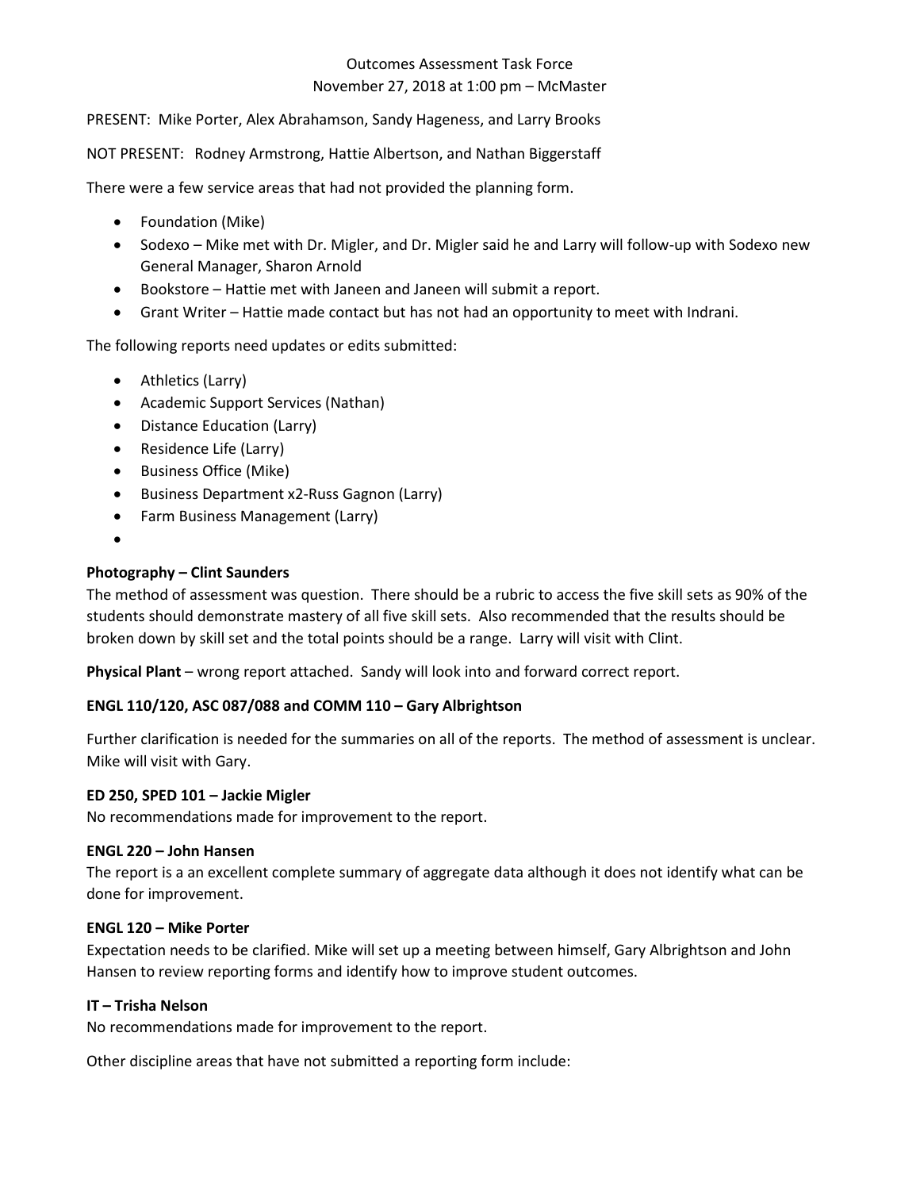Outcomes Assessment Task Force
November 27, 2018 at 1:00 pm – McMaster

PRESENT: Mike Porter, Alex Abrahamson, Sandy Hageness, and Larry Brooks

NOT PRESENT: Rodney Armstrong, Hattie Albertson, and Nathan Biggerstaff

There were a few service areas that had not provided the planning form.

- Foundation (Mike)
- Sodexo – Mike met with Dr. Migler, and Dr. Migler said he and Larry will follow-up with Sodexo new General Manager, Sharon Arnold
- Bookstore – Hattie met with Janeen and Janeen will submit a report.
- Grant Writer – Hattie made contact but has not had an opportunity to meet with Indrani.

The following reports need updates or edits submitted:

- Athletics (Larry)
- Academic Support Services (Nathan)
- Distance Education (Larry)
- Residence Life (Larry)
- Business Office (Mike)
- Business Department x2-Russ Gagnon (Larry)
- Farm Business Management (Larry)
-

**Photography – Clint Saunders**
The method of assessment was question. There should be a rubric to access the five skill sets as 90% of the students should demonstrate mastery of all five skill sets. Also recommended that the results should be broken down by skill set and the total points should be a range. Larry will visit with Clint.

**Physical Plant** – wrong report attached. Sandy will look into and forward correct report.

**ENGL 110/120, ASC 087/088 and COMM 110 – Gary Albrightson**

Further clarification is needed for the summaries on all of the reports. The method of assessment is unclear. Mike will visit with Gary.

**ED 250, SPED 101 – Jackie Migler**
No recommendations made for improvement to the report.

**ENGL 220 – John Hansen**
The report is a an excellent complete summary of aggregate data although it does not identify what can be done for improvement.

**ENGL 120 – Mike Porter**
Expectation needs to be clarified. Mike will set up a meeting between himself, Gary Albrightson and John Hansen to review reporting forms and identify how to improve student outcomes.

**IT – Trisha Nelson**
No recommendations made for improvement to the report.

Other discipline areas that have not submitted a reporting form include: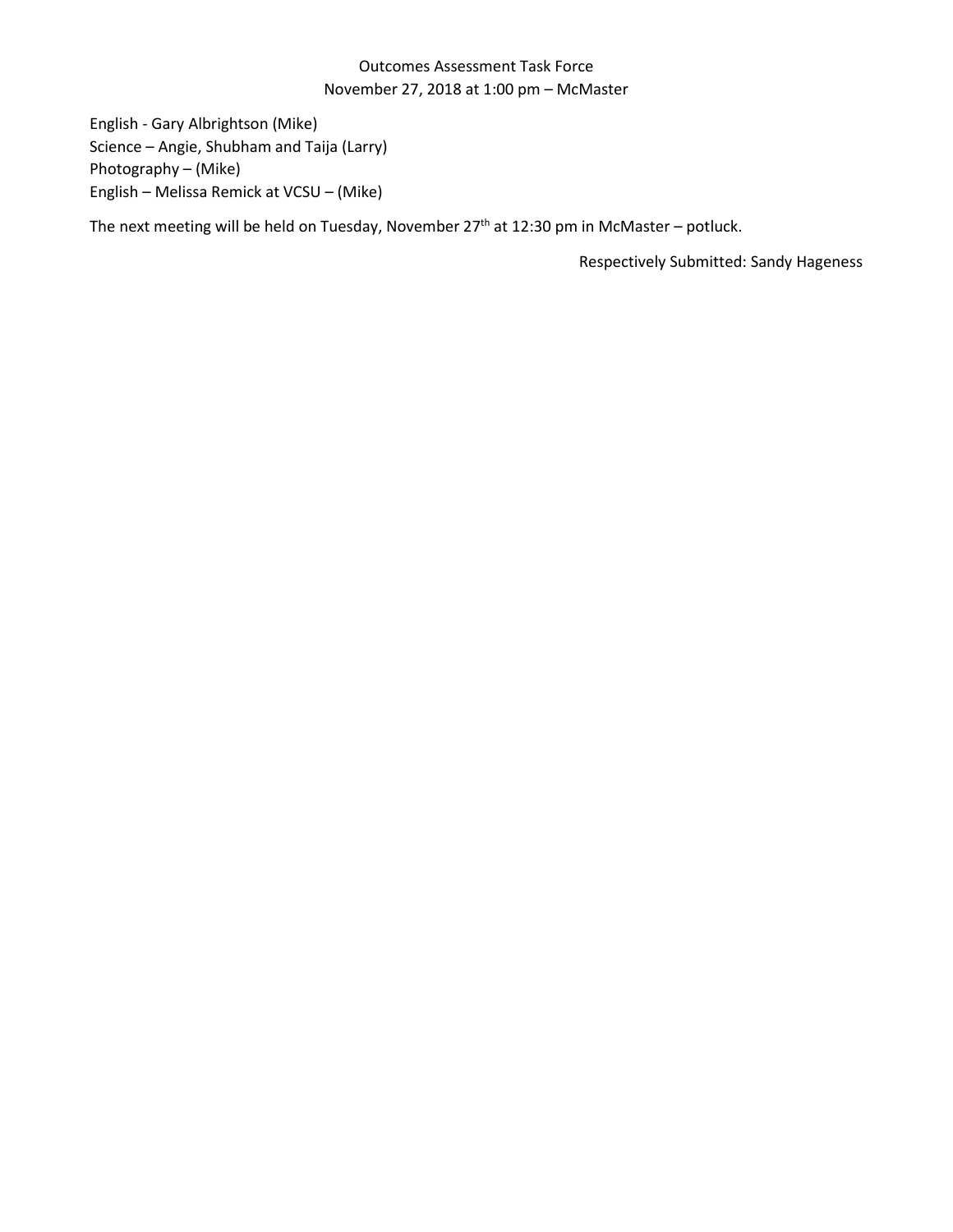English - Gary Albrightson (Mike)
Science – Angie, Shubham and Taija (Larry)
Photography – (Mike)
English – Melissa Remick at VCSU – (Mike)

The next meeting will be held on Tuesday, November 27th at 12:30 pm in McMaster – potluck.

Respectively Submitted: Sandy Hageness